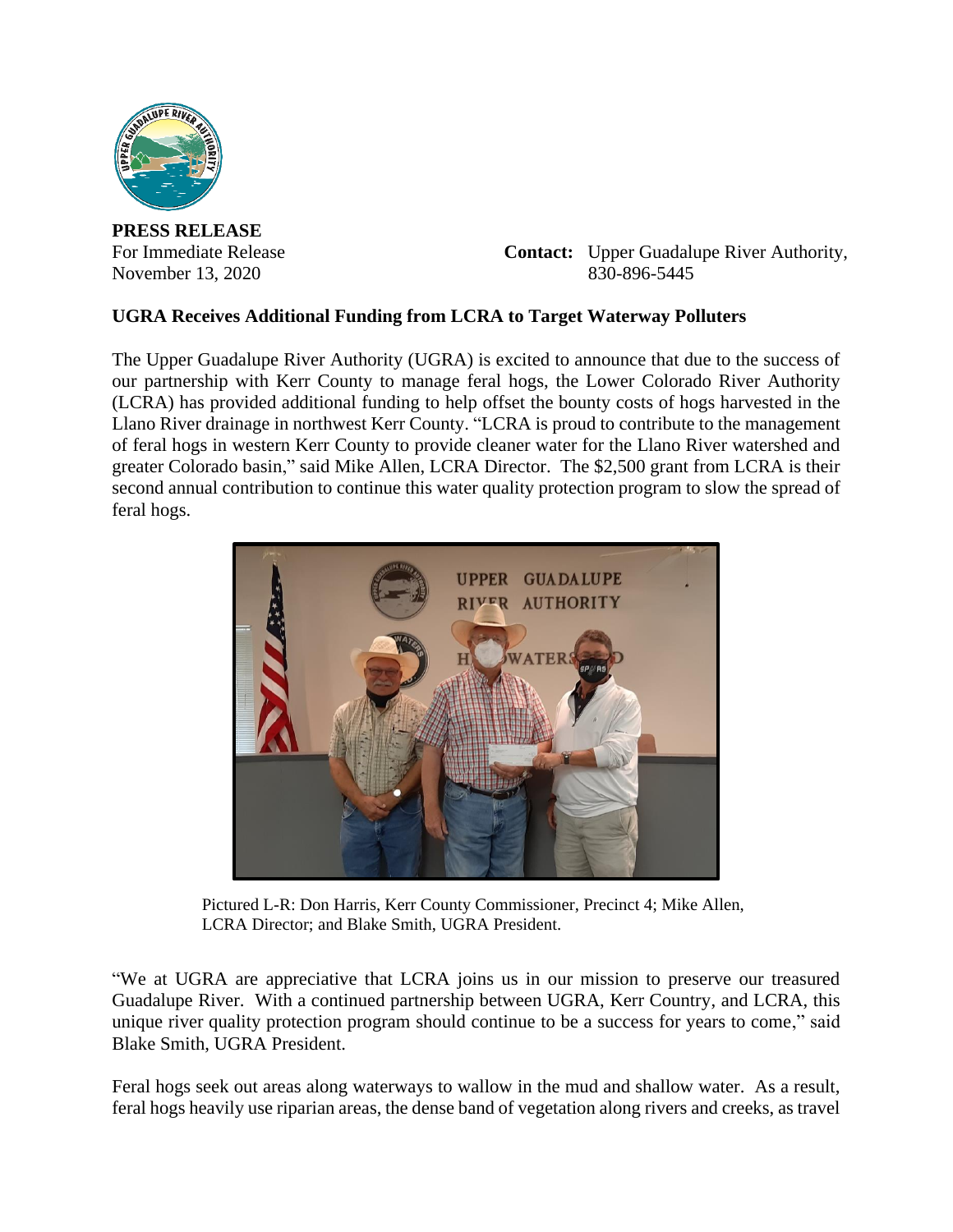**PRESS RELEASE**

For Immediate Release
November 13, 2020

**Contact:** Upper Guadalupe River Authority,
830-896-5445

**UGRA Receives Additional Funding from LCRA to Target Waterway Polluters**

The Upper Guadalupe River Authority (UGRA) is excited to announce that due to the success of our partnership with Kerr County to manage feral hogs, the Lower Colorado River Authority (LCRA) has provided additional funding to help offset the bounty costs of hogs harvested in the Llano River drainage in northwest Kerr County. "LCRA is proud to contribute to the management of feral hogs in western Kerr County to provide cleaner water for the Llano River watershed and greater Colorado basin," said Mike Allen, LCRA Director. The $2,500 grant from LCRA is their second annual contribution to continue this water quality protection program to slow the spread of feral hogs.

Pictured L-R: Don Harris, Kerr County Commissioner, Precinct 4; Mike Allen, LCRA Director; and Blake Smith, UGRA President.

"We at UGRA are appreciative that LCRA joins us in our mission to preserve our treasured Guadalupe River. With a continued partnership between UGRA, Kerr Country, and LCRA, this unique river quality protection program should continue to be a success for years to come," said Blake Smith, UGRA President.

Feral hogs seek out areas along waterways to wallow in the mud and shallow water. As a result, feral hogs heavily use riparian areas, the dense band of vegetation along rivers and creeks, as travel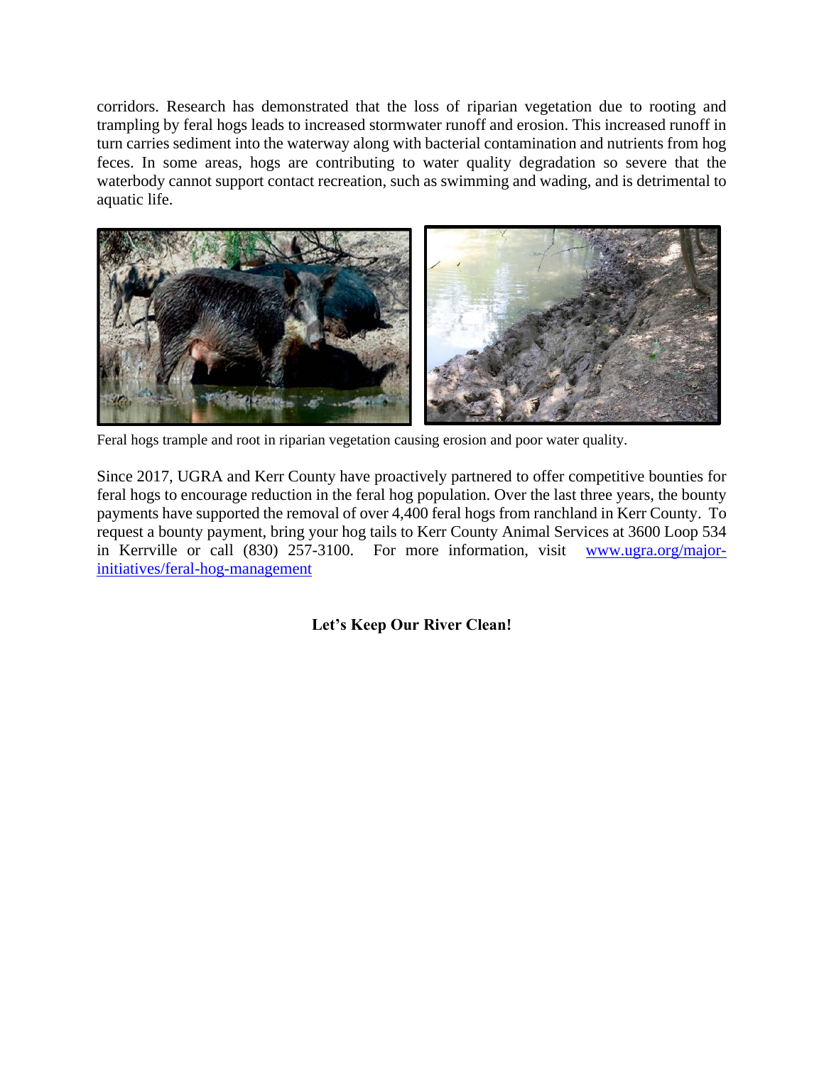corridors. Research has demonstrated that the loss of riparian vegetation due to rooting and trampling by feral hogs leads to increased stormwater runoff and erosion. This increased runoff in turn carries sediment into the waterway along with bacterial contamination and nutrients from hog feces. In some areas, hogs are contributing to water quality degradation so severe that the waterbody cannot support contact recreation, such as swimming and wading, and is detrimental to aquatic life.

Feral hogs trample and root in riparian vegetation causing erosion and poor water quality.

Since 2017, UGRA and Kerr County have proactively partnered to offer competitive bounties for feral hogs to encourage reduction in the feral hog population. Over the last three years, the bounty payments have supported the removal of over 4,400 feral hogs from ranchland in Kerr County. To request a bounty payment, bring your hog tails to Kerr County Animal Services at 3600 Loop 534 in Kerrville or call (830) 257-3100. For more information, visit [www.ugra.org/major-initiatives/feral-hog-management](http://www.ugra.org/major-initiatives/feral-hog-management)

**Let's Keep Our River Clean!**